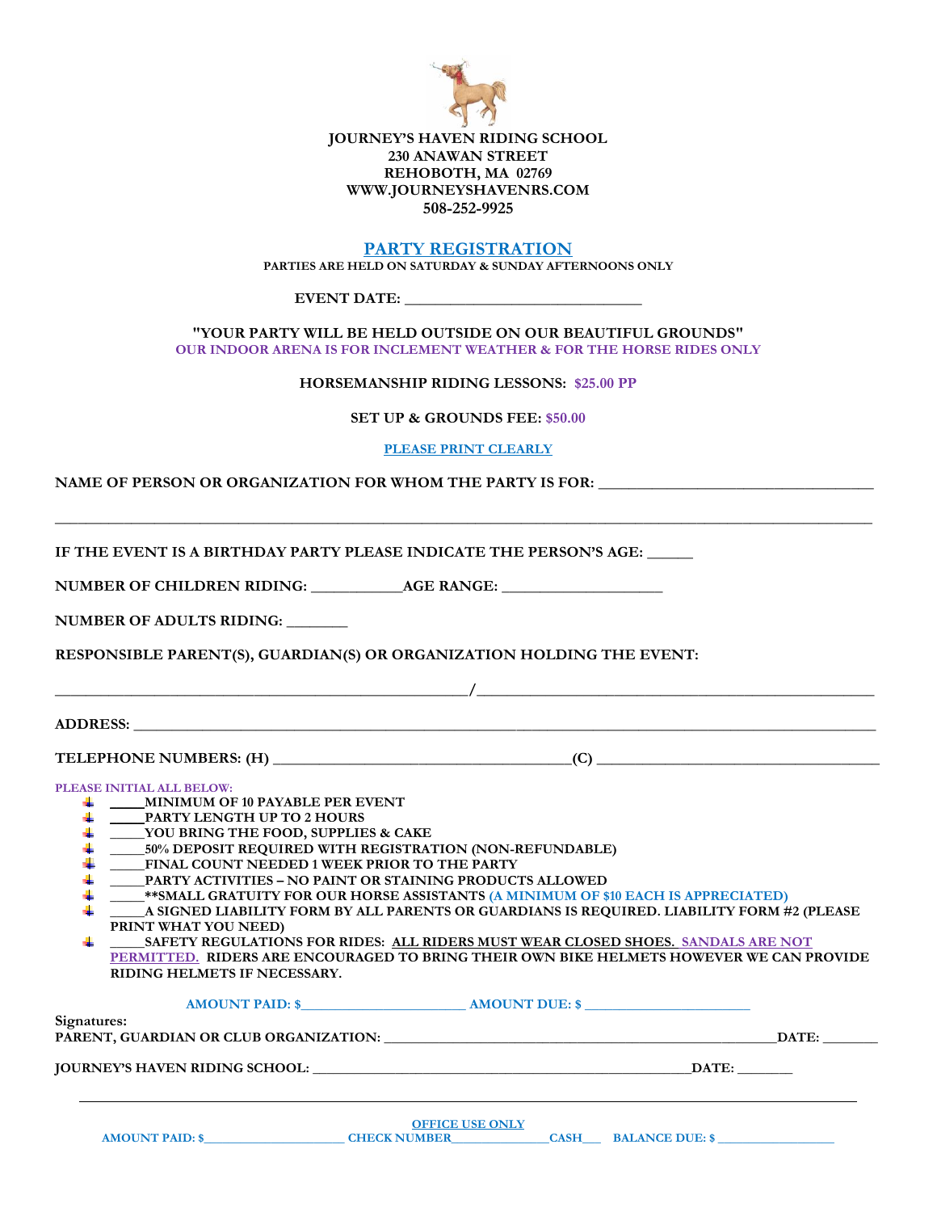**JOURNEY'S HAVEN RIDING SCHOOL**
**230 ANAWAN STREET**
**REHOBOTH, MA 02769**
**WWW.JOURNEYSHAVENRS.COM**
**508-252-9925**

# PARTY REGISTRATION

**PARTIES ARE HELD ON SATURDAY & SUNDAY AFTERNOONS ONLY**

**EVENT DATE: ______________________________**

**"YOUR PARTY WILL BE HELD OUTSIDE ON OUR BEAUTIFUL GROUNDS"**
**OUR INDOOR ARENA IS FOR INCLEMENT WEATHER & FOR THE HORSE RIDES ONLY**

**HORSEMANSHIP RIDING LESSONS: $25.00 PP**

**SET UP & GROUNDS FEE: $50.00**

**PLEASE PRINT CLEARLY**

**NAME OF PERSON OR ORGANIZATION FOR WHOM THE PARTY IS FOR:** ___________________________________

_____________________________________________________________________________________________

**IF THE EVENT IS A BIRTHDAY PARTY PLEASE INDICATE THE PERSON'S AGE:** ______

**NUMBER OF CHILDREN RIDING:** ___________ **AGE RANGE:** ____________________

**NUMBER OF ADULTS RIDING:** ________

**RESPONSIBLE PARENT(S), GUARDIAN(S) OR ORGANIZATION HOLDING THE EVENT:**

_____________________________________________/_____________________________________________

**ADDRESS:** __________________________________________________________________________________

**TELEPHONE NUMBERS: (H)** _____________________________________**(C)** ___________________________________

**PLEASE INITIAL ALL BELOW:**

- _____**MINIMUM OF 10 PAYABLE PER EVENT**
- _____**PARTY LENGTH UP TO 2 HOURS**
- _____**YOU BRING THE FOOD, SUPPLIES & CAKE**
- _____**50% DEPOSIT REQUIRED WITH REGISTRATION (NON-REFUNDABLE)**
- _____**FINAL COUNT NEEDED 1 WEEK PRIOR TO THE PARTY**
- _____**PARTY ACTIVITIES – NO PAINT OR STAINING PRODUCTS ALLOWED**
- _____**\*\*SMALL GRATUITY FOR OUR HORSE ASSISTANTS (A MINIMUM OF $10 EACH IS APPRECIATED)**
- _____**A SIGNED LIABILITY FORM BY ALL PARENTS OR GUARDIANS IS REQUIRED. LIABILITY FORM #2 (PLEASE PRINT WHAT YOU NEED)**
- _____**SAFETY REGULATIONS FOR RIDES: ALL RIDERS MUST WEAR CLOSED SHOES. SANDALS ARE NOT PERMITTED. RIDERS ARE ENCOURAGED TO BRING THEIR OWN BIKE HELMETS HOWEVER WE CAN PROVIDE RIDING HELMETS IF NECESSARY.**

**AMOUNT PAID: $**_______________________ **AMOUNT DUE: $** _______________________

Signatures:
**PARENT, GUARDIAN OR CLUB ORGANIZATION:** _______________________________________________________**DATE:** _______

**JOURNEY'S HAVEN RIDING SCHOOL:** ___________________________________________________**DATE:** _______

---

**OFFICE USE ONLY**

**AMOUNT PAID: $**____________________ **CHECK NUMBER**______________**CASH**___ **BALANCE DUE: $** _________________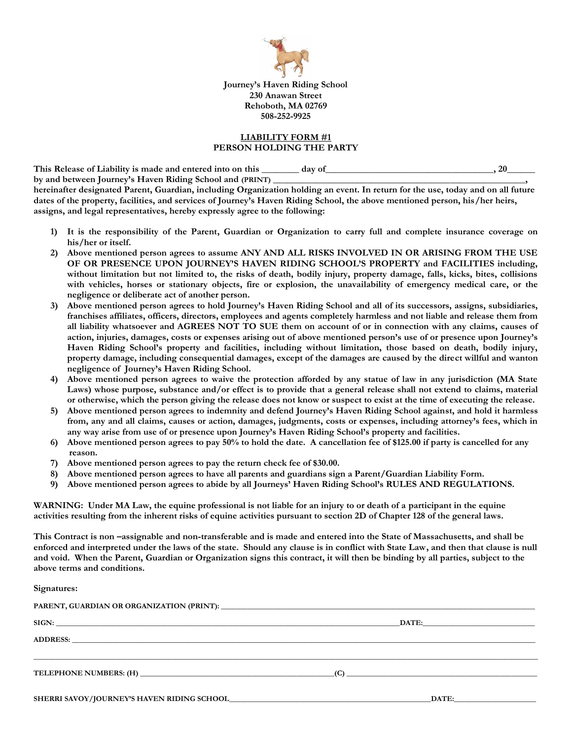**Journey's Haven Riding School**
**230 Anawan Street**
**Rehoboth, MA 02769**
**508-252-9925**

## LIABILITY FORM #1
## PERSON HOLDING THE PARTY

**This Release of Liability is made and entered into on this ________ day of_____________________________________, 20______ by and between Journey's Haven Riding School and (PRINT) ______________________________________________, hereinafter designated Parent, Guardian, including Organization holding an event. In return for the use, today and on all future dates of the property, facilities, and services of Journey's Haven Riding School, the above mentioned person, his/her heirs, assigns, and legal representatives, hereby expressly agree to the following:**

1) **It is the responsibility of the Parent, Guardian or Organization to carry full and complete insurance coverage on his/her or itself.**
2) **Above mentioned person agrees to assume ANY AND ALL RISKS INVOLVED IN OR ARISING FROM THE USE OF OR PRESENCE UPON JOURNEY'S HAVEN RIDING SCHOOL'S PROPERTY and FACILITIES including, without limitation but not limited to, the risks of death, bodily injury, property damage, falls, kicks, bites, collisions with vehicles, horses or stationary objects, fire or explosion, the unavailability of emergency medical care, or the negligence or deliberate act of another person.**
3) **Above mentioned person agrees to hold Journey's Haven Riding School and all of its successors, assigns, subsidiaries, franchises affiliates, officers, directors, employees and agents completely harmless and not liable and release them from all liability whatsoever and AGREES NOT TO SUE them on account of or in connection with any claims, causes of action, injuries, damages, costs or expenses arising out of above mentioned person's use of or presence upon Journey's Haven Riding School's property and facilities, including without limitation, those based on death, bodily injury, property damage, including consequential damages, except of the damages are caused by the direct willful and wanton negligence of Journey's Haven Riding School.**
4) **Above mentioned person agrees to waive the protection afforded by any statue of law in any jurisdiction (MA State Laws) whose purpose, substance and/or effect is to provide that a general release shall not extend to claims, material or otherwise, which the person giving the release does not know or suspect to exist at the time of executing the release.**
5) **Above mentioned person agrees to indemnity and defend Journey's Haven Riding School against, and hold it harmless from, any and all claims, causes or action, damages, judgments, costs or expenses, including attorney's fees, which in any way arise from use of or presence upon Journey's Haven Riding School's property and facilities.**
6) **Above mentioned person agrees to pay 50% to hold the date. A cancellation fee of $125.00 if party is cancelled for any reason.**
7) **Above mentioned person agrees to pay the return check fee of $30.00.**
8) **Above mentioned person agrees to have all parents and guardians sign a Parent/Guardian Liability Form.**
9) **Above mentioned person agrees to abide by all Journeys' Haven Riding School's RULES AND REGULATIONS.**

**WARNING: Under MA Law, the equine professional is not liable for an injury to or death of a participant in the equine activities resulting from the inherent risks of equine activities pursuant to section 2D of Chapter 128 of the general laws.**

**This Contract is non –assignable and non-transferable and is made and entered into the State of Massachusetts, and shall be enforced and interpreted under the laws of the state. Should any clause is in conflict with State Law, and then that clause is null and void. When the Parent, Guardian or Organization signs this contract, it will then be binding by all parties, subject to the above terms and conditions.**

**Signatures:**

**PARENT, GUARDIAN OR ORGANIZATION (PRINT):** ______________________________________________

**SIGN:** ______________________________________________ **DATE:** ____________________

**ADDRESS:** ______________________________________________

______________________________________________

**TELEPHONE NUMBERS: (H)** ________________________ **(C)** ________________________

**SHERRI SAVOY/JOURNEY'S HAVEN RIDING SCHOOL** ______________________________ **DATE:** ____________________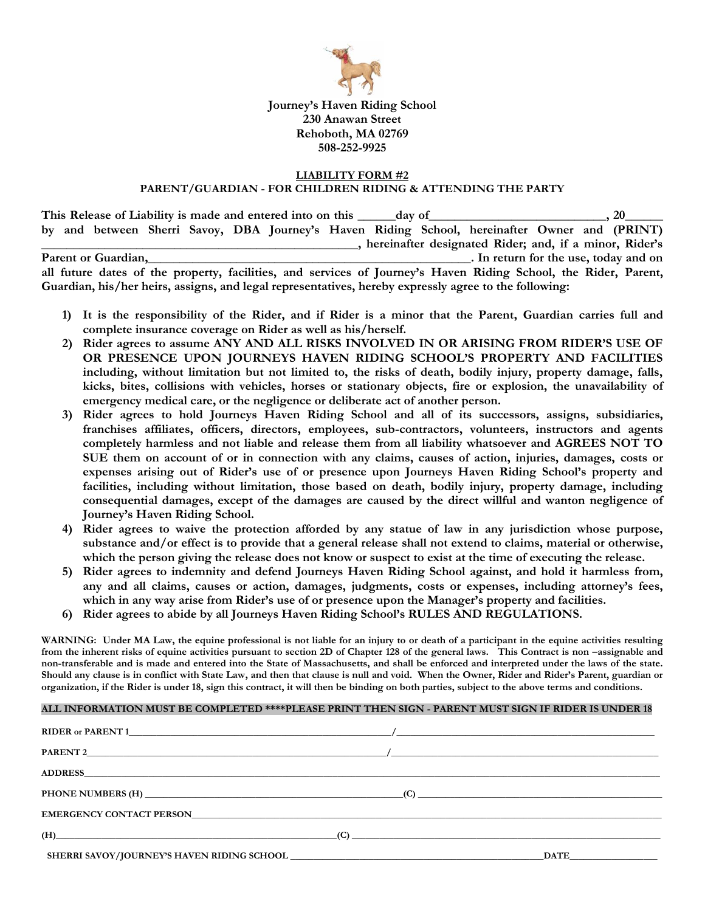**Journey's Haven Riding School**
**230 Anawan Street**
**Rehoboth, MA 02769**
**508-252-9925**

**LIABILITY FORM #2**
**PARENT/GUARDIAN - FOR CHILDREN RIDING & ATTENDING THE PARTY**

**This Release of Liability is made and entered into on this ______day of____________________________, 20______ by and between Sherri Savoy, DBA Journey's Haven Riding School, hereinafter Owner and (PRINT) ____________________________________________________, hereinafter designated Rider; and, if a minor, Rider's Parent or Guardian,________________________________________________________. In return for the use, today and on all future dates of the property, facilities, and services of Journey's Haven Riding School, the Rider, Parent, Guardian, his/her heirs, assigns, and legal representatives, hereby expressly agree to the following:**

1) **It is the responsibility of the Rider, and if Rider is a minor that the Parent, Guardian carries full and complete insurance coverage on Rider as well as his/herself.**
2) **Rider agrees to assume ANY AND ALL RISKS INVOLVED IN OR ARISING FROM RIDER'S USE OF OR PRESENCE UPON JOURNEYS HAVEN RIDING SCHOOL'S PROPERTY AND FACILITIES including, without limitation but not limited to, the risks of death, bodily injury, property damage, falls, kicks, bites, collisions with vehicles, horses or stationary objects, fire or explosion, the unavailability of emergency medical care, or the negligence or deliberate act of another person.**
3) **Rider agrees to hold Journeys Haven Riding School and all of its successors, assigns, subsidiaries, franchises affiliates, officers, directors, employees, sub-contractors, volunteers, instructors and agents completely harmless and not liable and release them from all liability whatsoever and AGREES NOT TO SUE them on account of or in connection with any claims, causes of action, injuries, damages, costs or expenses arising out of Rider's use of or presence upon Journeys Haven Riding School's property and facilities, including without limitation, those based on death, bodily injury, property damage, including consequential damages, except of the damages are caused by the direct willful and wanton negligence of Journey's Haven Riding School.**
4) **Rider agrees to waive the protection afforded by any statue of law in any jurisdiction whose purpose, substance and/or effect is to provide that a general release shall not extend to claims, material or otherwise, which the person giving the release does not know or suspect to exist at the time of executing the release.**
5) **Rider agrees to indemnity and defend Journeys Haven Riding School against, and hold it harmless from, any and all claims, causes or action, damages, judgments, costs or expenses, including attorney's fees, which in any way arise from Rider's use of or presence upon the Manager's property and facilities.**
6) **Rider agrees to abide by all Journeys Haven Riding School's RULES AND REGULATIONS.**

**WARNING: Under MA Law, the equine professional is not liable for an injury to or death of a participant in the equine activities resulting from the inherent risks of equine activities pursuant to section 2D of Chapter 128 of the general laws. This Contract is non –assignable and non-transferable and is made and entered into the State of Massachusetts, and shall be enforced and interpreted under the laws of the state. Should any clause is in conflict with State Law, and then that clause is null and void. When the Owner, Rider and Rider's Parent, guardian or organization, if the Rider is under 18, sign this contract, it will then be binding on both parties, subject to the above terms and conditions.**

**ALL INFORMATION MUST BE COMPLETED \*\*\*\*PLEASE PRINT THEN SIGN - PARENT MUST SIGN IF RIDER IS UNDER 18**

**RIDER or PARENT 1**______________________________________________/______________________________________________

**PARENT 2**______________________________________________/______________________________________________

**ADDRESS**____________________________________________________________________________________________

**PHONE NUMBERS (H)** ______________________________________________**(C)** ______________________________________________

**EMERGENCY CONTACT PERSON**____________________________________________________________________________

**(H)**______________________________________________**(C)** ______________________________________________

**SHERRI SAVOY/JOURNEY'S HAVEN RIDING SCHOOL** ______________________________________________**DATE**__________________